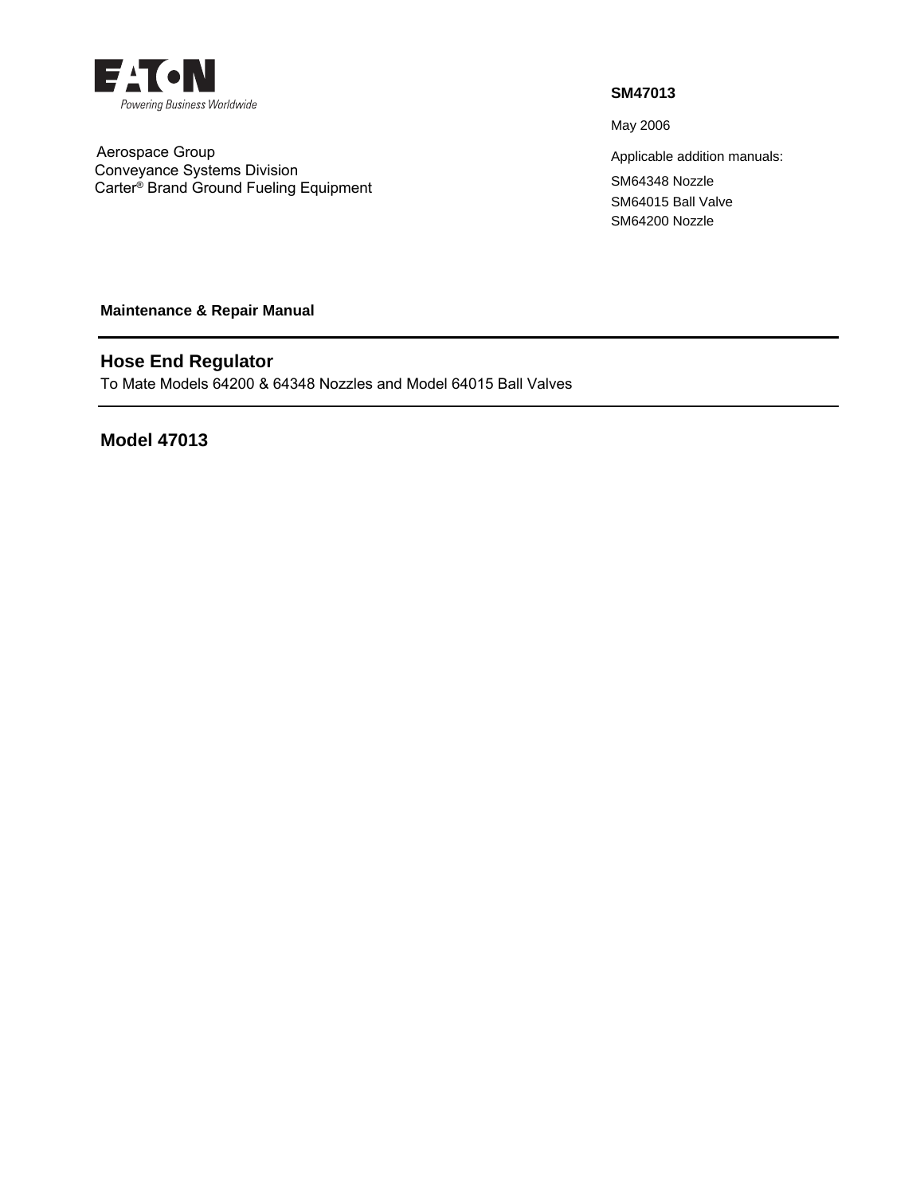EATON
Powering Business Worldwide

Aerospace Group
Conveyance Systems Division
Carter® Brand Ground Fueling Equipment

**SM47013**

May 2006

Applicable addition manuals:

SM64348 Nozzle
SM64015 Ball Valve
SM64200 Nozzle

**Maintenance & Repair Manual**

---

## Hose End Regulator

To Mate Models 64200 & 64348 Nozzles and Model 64015 Ball Valves

---

## Model 47013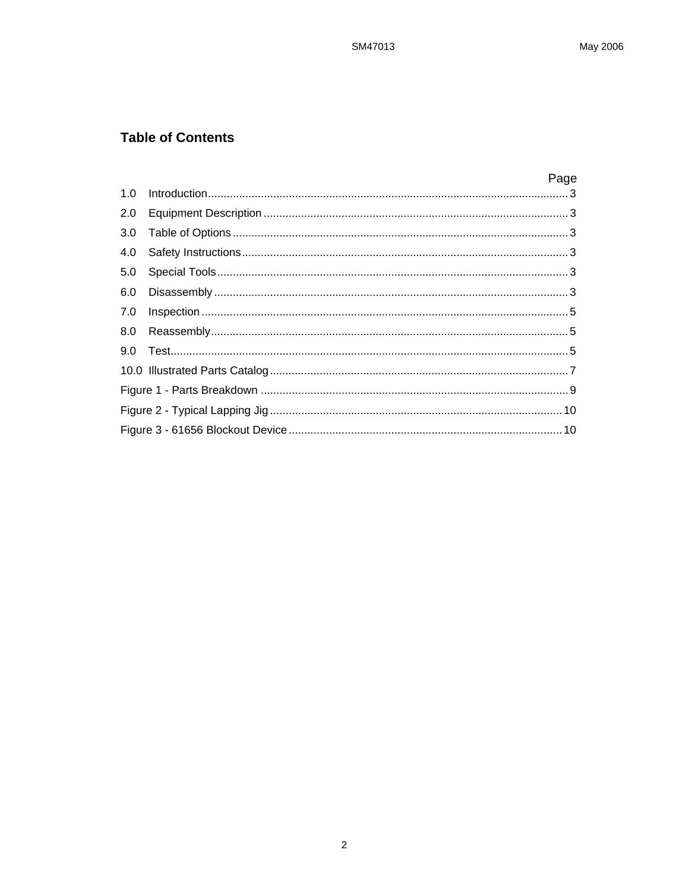## Table of Contents

| | | Page |
|---|---|---|
| 1.0 | Introduction | 3 |
| 2.0 | Equipment Description | 3 |
| 3.0 | Table of Options | 3 |
| 4.0 | Safety Instructions | 3 |
| 5.0 | Special Tools | 3 |
| 6.0 | Disassembly | 3 |
| 7.0 | Inspection | 5 |
| 8.0 | Reassembly | 5 |
| 9.0 | Test | 5 |
| 10.0 | Illustrated Parts Catalog | 7 |
| Figure 1 - Parts Breakdown | | 9 |
| Figure 2 - Typical Lapping Jig | | 10 |
| Figure 3 - 61656 Blockout Device | | 10 |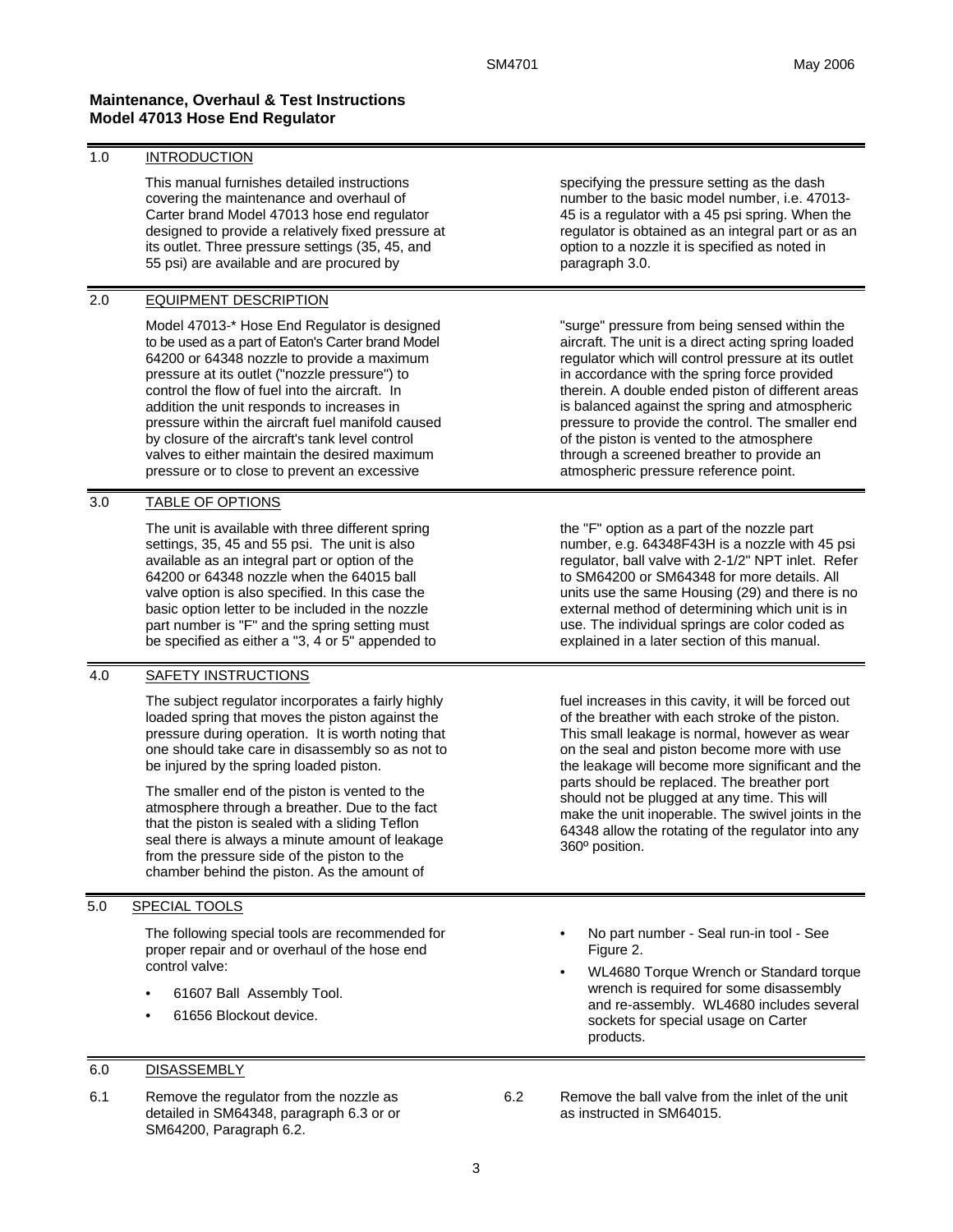**Maintenance, Overhaul & Test Instructions**
**Model 47013 Hose End Regulator**

## 1.0 INTRODUCTION

This manual furnishes detailed instructions covering the maintenance and overhaul of Carter brand Model 47013 hose end regulator designed to provide a relatively fixed pressure at its outlet. Three pressure settings (35, 45, and 55 psi) are available and are procured by specifying the pressure setting as the dash number to the basic model number, i.e. 47013-45 is a regulator with a 45 psi spring. When the regulator is obtained as an integral part or as an option to a nozzle it is specified as noted in paragraph 3.0.

## 2.0 EQUIPMENT DESCRIPTION

Model 47013-* Hose End Regulator is designed to be used as a part of Eaton's Carter brand Model 64200 or 64348 nozzle to provide a maximum pressure at its outlet ("nozzle pressure") to control the flow of fuel into the aircraft. In addition the unit responds to increases in pressure within the aircraft fuel manifold caused by closure of the aircraft's tank level control valves to either maintain the desired maximum pressure or to close to prevent an excessive "surge" pressure from being sensed within the aircraft. The unit is a direct acting spring loaded regulator which will control pressure at its outlet in accordance with the spring force provided therein. A double ended piston of different areas is balanced against the spring and atmospheric pressure to provide the control. The smaller end of the piston is vented to the atmosphere through a screened breather to provide an atmospheric pressure reference point.

## 3.0 TABLE OF OPTIONS

The unit is available with three different spring settings, 35, 45 and 55 psi. The unit is also available as an integral part or option of the 64200 or 64348 nozzle when the 64015 ball valve option is also specified. In this case the basic option letter to be included in the nozzle part number is "F" and the spring setting must be specified as either a "3, 4 or 5" appended to the "F" option as a part of the nozzle part number, e.g. 64348F43H is a nozzle with 45 psi regulator, ball valve with 2-1/2" NPT inlet. Refer to SM64200 or SM64348 for more details. All units use the same Housing (29) and there is no external method of determining which unit is in use. The individual springs are color coded as explained in a later section of this manual.

## 4.0 SAFETY INSTRUCTIONS

The subject regulator incorporates a fairly highly loaded spring that moves the piston against the pressure during operation. It is worth noting that one should take care in disassembly so as not to be injured by the spring loaded piston.

The smaller end of the piston is vented to the atmosphere through a breather. Due to the fact that the piston is sealed with a sliding Teflon seal there is always a minute amount of leakage from the pressure side of the piston to the chamber behind the piston. As the amount of fuel increases in this cavity, it will be forced out of the breather with each stroke of the piston. This small leakage is normal, however as wear on the seal and piston become more with use the leakage will become more significant and the parts should be replaced. The breather port should not be plugged at any time. This will make the unit inoperable. The swivel joints in the 64348 allow the rotating of the regulator into any 360º position.

## 5.0 SPECIAL TOOLS

The following special tools are recommended for proper repair and or overhaul of the hose end control valve:

- 61607 Ball Assembly Tool.
- 61656 Blockout device.
- No part number - Seal run-in tool - See Figure 2.
- WL4680 Torque Wrench or Standard torque wrench is required for some disassembly and re-assembly. WL4680 includes several sockets for special usage on Carter products.

## 6.0 DISASSEMBLY

6.1 Remove the regulator from the nozzle as detailed in SM64348, paragraph 6.3 or or SM64200, Paragraph 6.2.

6.2 Remove the ball valve from the inlet of the unit as instructed in SM64015.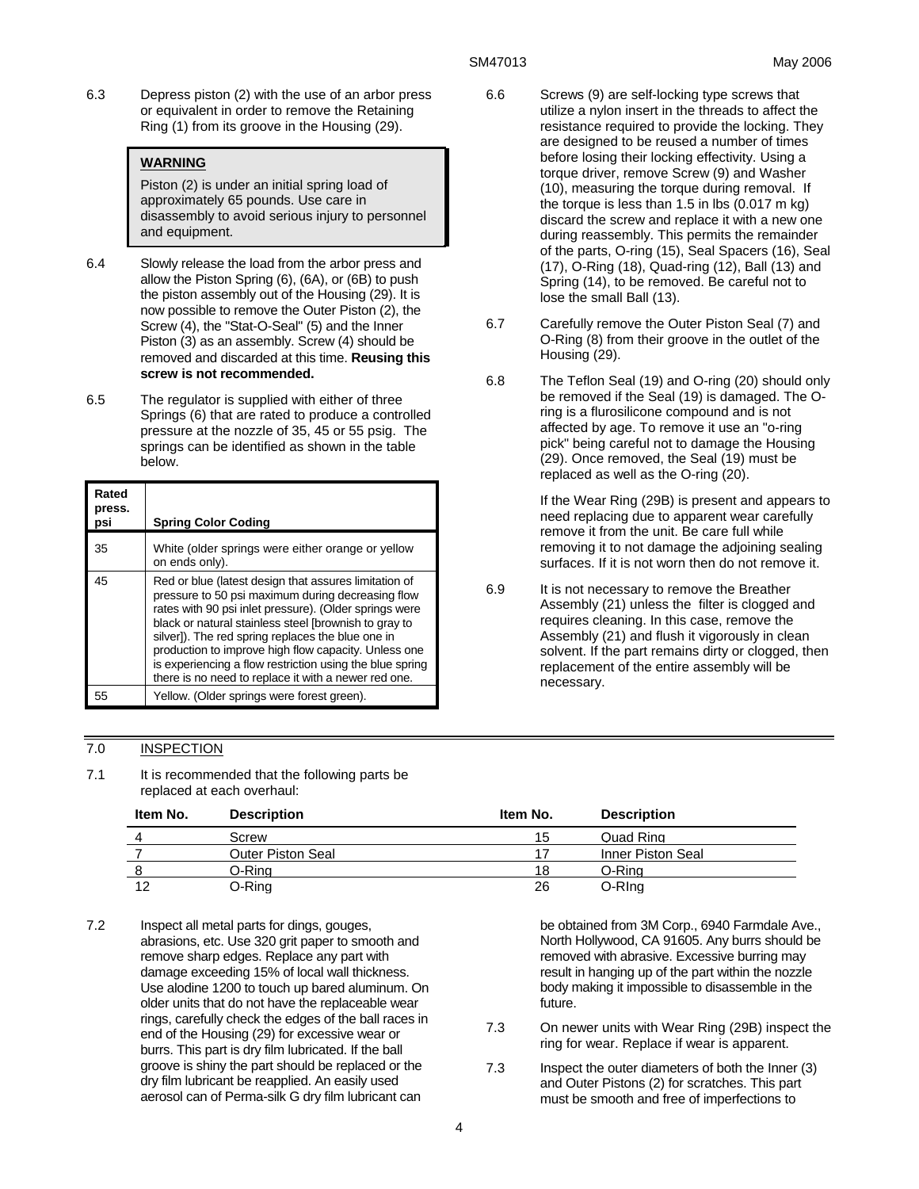6.3 Depress piston (2) with the use of an arbor press or equivalent in order to remove the Retaining Ring (1) from its groove in the Housing (29).

> **WARNING**
>
> Piston (2) is under an initial spring load of approximately 65 pounds. Use care in disassembly to avoid serious injury to personnel and equipment.

6.4 Slowly release the load from the arbor press and allow the Piston Spring (6), (6A), or (6B) to push the piston assembly out of the Housing (29). It is now possible to remove the Outer Piston (2), the Screw (4), the "Stat-O-Seal" (5) and the Inner Piston (3) as an assembly. Screw (4) should be removed and discarded at this time. **Reusing this screw is not recommended.**

6.5 The regulator is supplied with either of three Springs (6) that are rated to produce a controlled pressure at the nozzle of 35, 45 or 55 psig. The springs can be identified as shown in the table below.

| Rated press. psi | Spring Color Coding |
|---|---|
| 35 | White (older springs were either orange or yellow on ends only). |
| 45 | Red or blue (latest design that assures limitation of pressure to 50 psi maximum during decreasing flow rates with 90 psi inlet pressure). (Older springs were black or natural stainless steel [brownish to gray to silver]). The red spring replaces the blue one in production to improve high flow capacity. Unless one is experiencing a flow restriction using the blue spring there is no need to replace it with a newer red one. |
| 55 | Yellow. (Older springs were forest green). |

6.6 Screws (9) are self-locking type screws that utilize a nylon insert in the threads to affect the resistance required to provide the locking. They are designed to be reused a number of times before losing their locking effectivity. Using a torque driver, remove Screw (9) and Washer (10), measuring the torque during removal. If the torque is less than 1.5 in lbs (0.017 m kg) discard the screw and replace it with a new one during reassembly. This permits the remainder of the parts, O-ring (15), Seal Spacers (16), Seal (17), O-Ring (18), Quad-ring (12), Ball (13) and Spring (14), to be removed. Be careful not to lose the small Ball (13).

6.7 Carefully remove the Outer Piston Seal (7) and O-Ring (8) from their groove in the outlet of the Housing (29).

6.8 The Teflon Seal (19) and O-ring (20) should only be removed if the Seal (19) is damaged. The O-ring is a flurosilicone compound and is not affected by age. To remove it use an "o-ring pick" being careful not to damage the Housing (29). Once removed, the Seal (19) must be replaced as well as the O-ring (20).

If the Wear Ring (29B) is present and appears to need replacing due to apparent wear carefully remove it from the unit. Be care full while removing it to not damage the adjoining sealing surfaces. If it is not worn then do not remove it.

6.9 It is not necessary to remove the Breather Assembly (21) unless the filter is clogged and requires cleaning. In this case, remove the Assembly (21) and flush it vigorously in clean solvent. If the part remains dirty or clogged, then replacement of the entire assembly will be necessary.

## 7.0 INSPECTION

7.1 It is recommended that the following parts be replaced at each overhaul:

| Item No. | Description | Item No. | Description |
|---|---|---|---|
| 4 | Screw | 15 | Quad Ring |
| 7 | Outer Piston Seal | 17 | Inner Piston Seal |
| 8 | O-Ring | 18 | O-Ring |
| 12 | O-Ring | 26 | O-RIng |

7.2 Inspect all metal parts for dings, gouges, abrasions, etc. Use 320 grit paper to smooth and remove sharp edges. Replace any part with damage exceeding 15% of local wall thickness. Use alodine 1200 to touch up bared aluminum. On older units that do not have the replaceable wear rings, carefully check the edges of the ball races in end of the Housing (29) for excessive wear or burrs. This part is dry film lubricated. If the ball groove is shiny the part should be replaced or the dry film lubricant be reapplied. An easily used aerosol can of Perma-silk G dry film lubricant can be obtained from 3M Corp., 6940 Farmdale Ave., North Hollywood, CA 91605. Any burrs should be removed with abrasive. Excessive burring may result in hanging up of the part within the nozzle body making it impossible to disassemble in the future.

7.3 On newer units with Wear Ring (29B) inspect the ring for wear. Replace if wear is apparent.

7.3 Inspect the outer diameters of both the Inner (3) and Outer Pistons (2) for scratches. This part must be smooth and free of imperfections to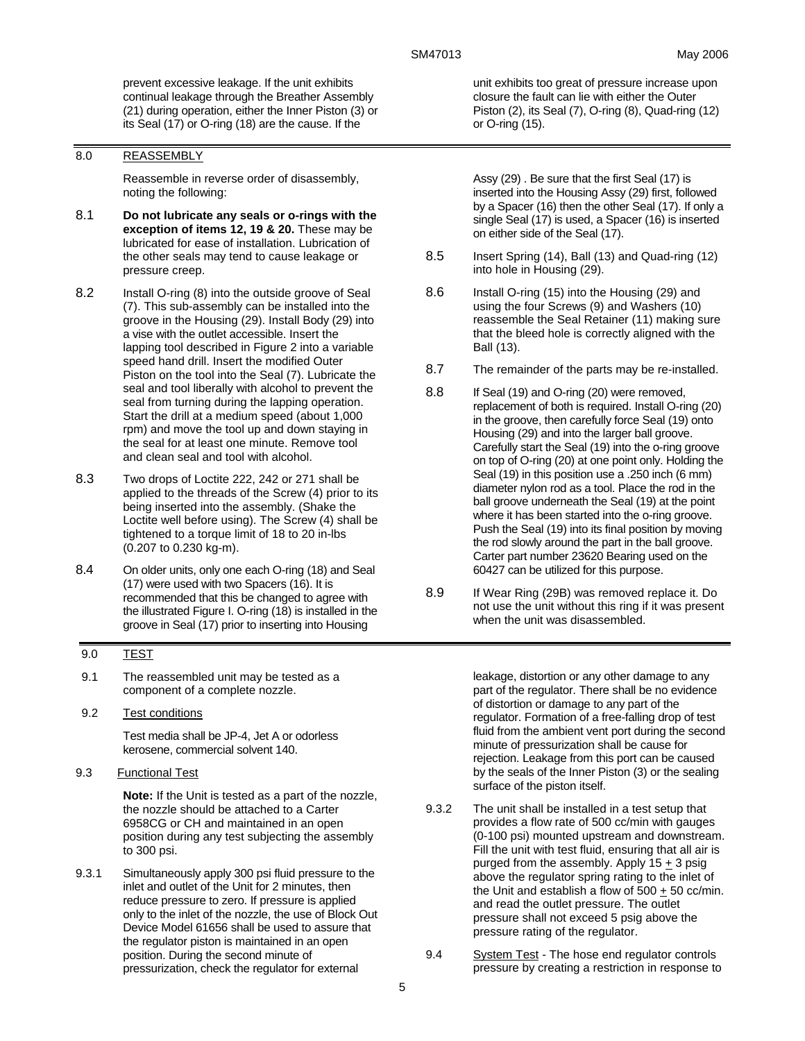prevent excessive leakage. If the unit exhibits continual leakage through the Breather Assembly (21) during operation, either the Inner Piston (3) or its Seal (17) or O-ring (18) are the cause. If the unit exhibits too great of pressure increase upon closure the fault can lie with either the Outer Piston (2), its Seal (7), O-ring (8), Quad-ring (12) or O-ring (15).

## 8.0 REASSEMBLY

Reassemble in reverse order of disassembly, noting the following:

8.1 **Do not lubricate any seals or o-rings with the exception of items 12, 19 & 20.** These may be lubricated for ease of installation. Lubrication of the other seals may tend to cause leakage or pressure creep.

8.2 Install O-ring (8) into the outside groove of Seal (7). This sub-assembly can be installed into the groove in the Housing (29). Install Body (29) into a vise with the outlet accessible. Insert the lapping tool described in Figure 2 into a variable speed hand drill. Insert the modified Outer Piston on the tool into the Seal (7). Lubricate the seal and tool liberally with alcohol to prevent the seal from turning during the lapping operation. Start the drill at a medium speed (about 1,000 rpm) and move the tool up and down staying in the seal for at least one minute. Remove tool and clean seal and tool with alcohol.

8.3 Two drops of Loctite 222, 242 or 271 shall be applied to the threads of the Screw (4) prior to its being inserted into the assembly. (Shake the Loctite well before using). The Screw (4) shall be tightened to a torque limit of 18 to 20 in-lbs (0.207 to 0.230 kg-m).

8.4 On older units, only one each O-ring (18) and Seal (17) were used with two Spacers (16). It is recommended that this be changed to agree with the illustrated Figure I. O-ring (18) is installed in the groove in Seal (17) prior to inserting into Housing Assy (29) . Be sure that the first Seal (17) is inserted into the Housing Assy (29) first, followed by a Spacer (16) then the other Seal (17). If only a single Seal (17) is used, a Spacer (16) is inserted on either side of the Seal (17).

8.5 Insert Spring (14), Ball (13) and Quad-ring (12) into hole in Housing (29).

8.6 Install O-ring (15) into the Housing (29) and using the four Screws (9) and Washers (10) reassemble the Seal Retainer (11) making sure that the bleed hole is correctly aligned with the Ball (13).

8.7 The remainder of the parts may be re-installed.

8.8 If Seal (19) and O-ring (20) were removed, replacement of both is required. Install O-ring (20) in the groove, then carefully force Seal (19) onto Housing (29) and into the larger ball groove. Carefully start the Seal (19) into the o-ring groove on top of O-ring (20) at one point only. Holding the Seal (19) in this position use a .250 inch (6 mm) diameter nylon rod as a tool. Place the rod in the ball groove underneath the Seal (19) at the point where it has been started into the o-ring groove. Push the Seal (19) into its final position by moving the rod slowly around the part in the ball groove. Carter part number 23620 Bearing used on the 60427 can be utilized for this purpose.

8.9 If Wear Ring (29B) was removed replace it. Do not use the unit without this ring if it was present when the unit was disassembled.

## 9.0 TEST

9.1 The reassembled unit may be tested as a component of a complete nozzle.

9.2 Test conditions

Test media shall be JP-4, Jet A or odorless kerosene, commercial solvent 140.

9.3 Functional Test

**Note:** If the Unit is tested as a part of the nozzle, the nozzle should be attached to a Carter 6958CG or CH and maintained in an open position during any test subjecting the assembly to 300 psi.

9.3.1 Simultaneously apply 300 psi fluid pressure to the inlet and outlet of the Unit for 2 minutes, then reduce pressure to zero. If pressure is applied only to the inlet of the nozzle, the use of Block Out Device Model 61656 shall be used to assure that the regulator piston is maintained in an open position. During the second minute of pressurization, check the regulator for external leakage, distortion or any other damage to any part of the regulator. There shall be no evidence of distortion or damage to any part of the regulator. Formation of a free-falling drop of test fluid from the ambient vent port during the second minute of pressurization shall be cause for rejection. Leakage from this port can be caused by the seals of the Inner Piston (3) or the sealing surface of the piston itself.

9.3.2 The unit shall be installed in a test setup that provides a flow rate of 500 cc/min with gauges (0-100 psi) mounted upstream and downstream. Fill the unit with test fluid, ensuring that all air is purged from the assembly. Apply 15 $\pm$ 3 psig above the regulator spring rating to the inlet of the Unit and establish a flow of 500 $\pm$ 50 cc/min. and read the outlet pressure. The outlet pressure shall not exceed 5 psig above the pressure rating of the regulator.

9.4 System Test - The hose end regulator controls pressure by creating a restriction in response to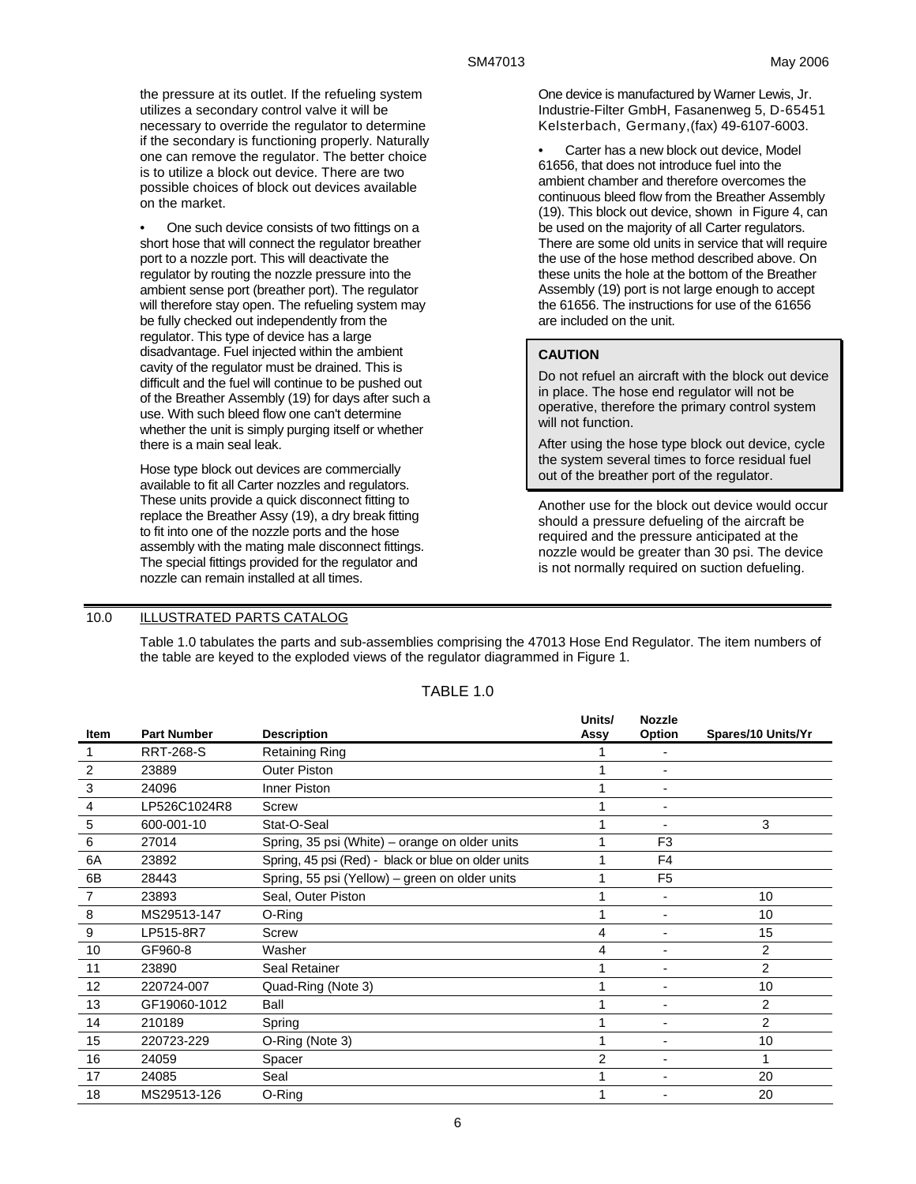the pressure at its outlet. If the refueling system utilizes a secondary control valve it will be necessary to override the regulator to determine if the secondary is functioning properly. Naturally one can remove the regulator. The better choice is to utilize a block out device. There are two possible choices of block out devices available on the market.

- One such device consists of two fittings on a short hose that will connect the regulator breather port to a nozzle port. This will deactivate the regulator by routing the nozzle pressure into the ambient sense port (breather port). The regulator will therefore stay open. The refueling system may be fully checked out independently from the regulator. This type of device has a large disadvantage. Fuel injected within the ambient cavity of the regulator must be drained. This is difficult and the fuel will continue to be pushed out of the Breather Assembly (19) for days after such a use. With such bleed flow one can't determine whether the unit is simply purging itself or whether there is a main seal leak.

Hose type block out devices are commercially available to fit all Carter nozzles and regulators. These units provide a quick disconnect fitting to replace the Breather Assy (19), a dry break fitting to fit into one of the nozzle ports and the hose assembly with the mating male disconnect fittings. The special fittings provided for the regulator and nozzle can remain installed at all times.

One device is manufactured by Warner Lewis, Jr. Industrie-Filter GmbH, Fasanenweg 5, D-65451 Kelsterbach, Germany,(fax) 49-6107-6003.

- Carter has a new block out device, Model 61656, that does not introduce fuel into the ambient chamber and therefore overcomes the continuous bleed flow from the Breather Assembly (19). This block out device, shown in Figure 4, can be used on the majority of all Carter regulators. There are some old units in service that will require the use of the hose method described above. On these units the hole at the bottom of the Breather Assembly (19) port is not large enough to accept the 61656. The instructions for use of the 61656 are included on the unit.

**CAUTION**

Do not refuel an aircraft with the block out device in place. The hose end regulator will not be operative, therefore the primary control system will not function.

After using the hose type block out device, cycle the system several times to force residual fuel out of the breather port of the regulator.

Another use for the block out device would occur should a pressure defueling of the aircraft be required and the pressure anticipated at the nozzle would be greater than 30 psi. The device is not normally required on suction defueling.

## 10.0 ILLUSTRATED PARTS CATALOG

Table 1.0 tabulates the parts and sub-assemblies comprising the 47013 Hose End Regulator. The item numbers of the table are keyed to the exploded views of the regulator diagrammed in Figure 1.

TABLE 1.0

| Item | Part Number | Description | Units/ Assy | Nozzle Option | Spares/10 Units/Yr |
|---|---|---|---|---|---|
| 1 | RRT-268-S | Retaining Ring | 1 | - | |
| 2 | 23889 | Outer Piston | 1 | - | |
| 3 | 24096 | Inner Piston | 1 | - | |
| 4 | LP526C1024R8 | Screw | 1 | - | |
| 5 | 600-001-10 | Stat-O-Seal | 1 | - | 3 |
| 6 | 27014 | Spring, 35 psi (White) – orange on older units | 1 | F3 | |
| 6A | 23892 | Spring, 45 psi (Red) - black or blue on older units | 1 | F4 | |
| 6B | 28443 | Spring, 55 psi (Yellow) – green on older units | 1 | F5 | |
| 7 | 23893 | Seal, Outer Piston | 1 | - | 10 |
| 8 | MS29513-147 | O-Ring | 1 | - | 10 |
| 9 | LP515-8R7 | Screw | 4 | - | 15 |
| 10 | GF960-8 | Washer | 4 | - | 2 |
| 11 | 23890 | Seal Retainer | 1 | - | 2 |
| 12 | 220724-007 | Quad-Ring (Note 3) | 1 | - | 10 |
| 13 | GF19060-1012 | Ball | 1 | - | 2 |
| 14 | 210189 | Spring | 1 | - | 2 |
| 15 | 220723-229 | O-Ring (Note 3) | 1 | - | 10 |
| 16 | 24059 | Spacer | 2 | - | 1 |
| 17 | 24085 | Seal | 1 | - | 20 |
| 18 | MS29513-126 | O-Ring | 1 | - | 20 |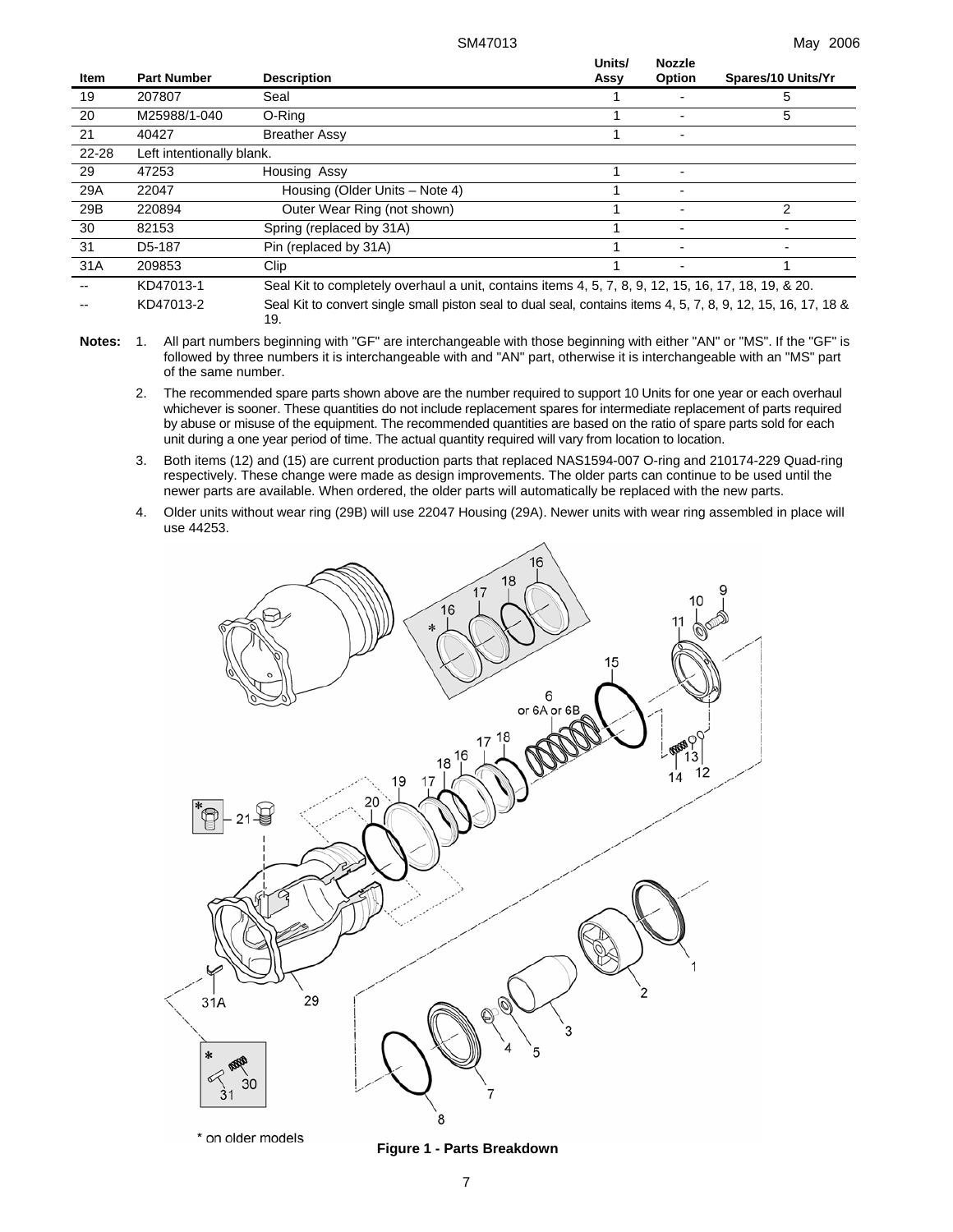| Item | Part Number | Description | Units/ Assy | Nozzle Option | Spares/10 Units/Yr |
|---|---|---|---|---|---|
| 19 | 207807 | Seal | 1 | - | 5 |
| 20 | M25988/1-040 | O-Ring | 1 | - | 5 |
| 21 | 40427 | Breather Assy | 1 | - | |
| 22-28 | Left intentionally blank. | | | | |
| 29 | 47253 | Housing Assy | 1 | - | |
| 29A | 22047 | Housing (Older Units – Note 4) | 1 | - | |
| 29B | 220894 | Outer Wear Ring (not shown) | 1 | - | 2 |
| 30 | 82153 | Spring (replaced by 31A) | 1 | - | - |
| 31 | D5-187 | Pin (replaced by 31A) | 1 | - | - |
| 31A | 209853 | Clip | 1 | - | 1 |
| -- | KD47013-1 | Seal Kit to completely overhaul a unit, contains items 4, 5, 7, 8, 9, 12, 15, 16, 17, 18, 19, & 20. | | | |
| -- | KD47013-2 | Seal Kit to convert single small piston seal to dual seal, contains items 4, 5, 7, 8, 9, 12, 15, 16, 17, 18 & 19. | | | |

**Notes:**

1. All part numbers beginning with "GF" are interchangeable with those beginning with either "AN" or "MS". If the "GF" is followed by three numbers it is interchangeable with and "AN" part, otherwise it is interchangeable with an "MS" part of the same number.
2. The recommended spare parts shown above are the number required to support 10 Units for one year or each overhaul whichever is sooner. These quantities do not include replacement spares for intermediate replacement of parts required by abuse or misuse of the equipment. The recommended quantities are based on the ratio of spare parts sold for each unit during a one year period of time. The actual quantity required will vary from location to location.
3. Both items (12) and (15) are current production parts that replaced NAS1594-007 O-ring and 210174-229 Quad-ring respectively. These change were made as design improvements. The older parts can continue to be used until the newer parts are available. When ordered, the older parts will automatically be replaced with the new parts.
4. Older units without wear ring (29B) will use 22047 Housing (29A). Newer units with wear ring assembled in place will use 44253.

\* on older models

**Figure 1 - Parts Breakdown**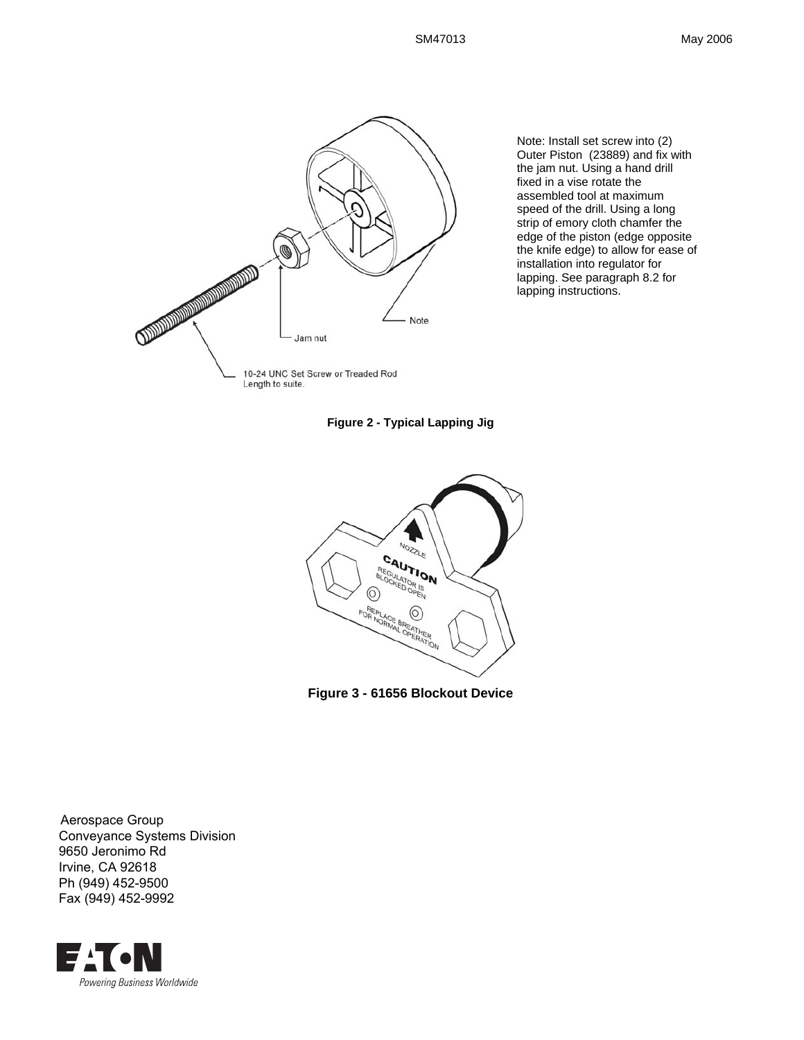Note: Install set screw into (2) Outer Piston (23889) and fix with the jam nut. Using a hand drill fixed in a vise rotate the assembled tool at maximum speed of the drill. Using a long strip of emory cloth chamfer the edge of the piston (edge opposite the knife edge) to allow for ease of installation into regulator for lapping. See paragraph 8.2 for lapping instructions.

Note

Jam nut

10-24 UNC Set Screw or Treaded Rod
Length to suite.

**Figure 2 - Typical Lapping Jig**

NOZZLE

CAUTION

REGULATOR IS BLOCKED OPEN

REPLACE BREATHER FOR NORMAL OPERATION

**Figure 3 - 61656 Blockout Device**

Aerospace Group
Conveyance Systems Division
9650 Jeronimo Rd
Irvine, CA 92618
Ph (949) 452-9500
Fax (949) 452-9992

EATON
*Powering Business Worldwide*